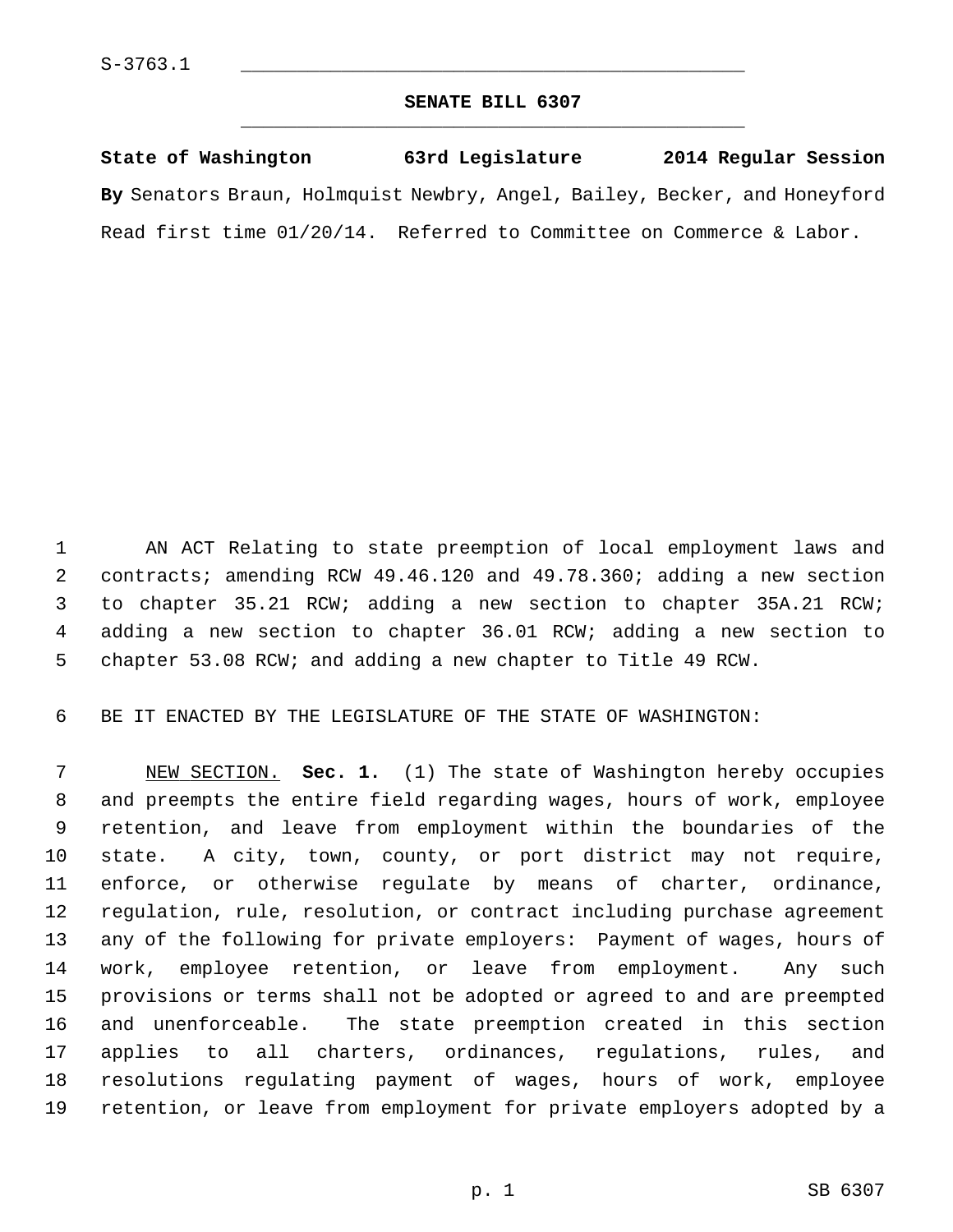S-3763.1

# SENATE BILL 6307

**State of Washington 63rd Legislature 2014 Regular Session**

**By** Senators Braun, Holmquist Newbry, Angel, Bailey, Becker, and Honeyford

Read first time 01/20/14. Referred to Committee on Commerce & Labor.

AN ACT Relating to state preemption of local employment laws and contracts; amending RCW 49.46.120 and 49.78.360; adding a new section to chapter 35.21 RCW; adding a new section to chapter 35A.21 RCW; adding a new section to chapter 36.01 RCW; adding a new section to chapter 53.08 RCW; and adding a new chapter to Title 49 RCW.

BE IT ENACTED BY THE LEGISLATURE OF THE STATE OF WASHINGTON:

NEW SECTION. **Sec. 1.** (1) The state of Washington hereby occupies and preempts the entire field regarding wages, hours of work, employee retention, and leave from employment within the boundaries of the state. A city, town, county, or port district may not require, enforce, or otherwise regulate by means of charter, ordinance, regulation, rule, resolution, or contract including purchase agreement any of the following for private employers: Payment of wages, hours of work, employee retention, or leave from employment. Any such provisions or terms shall not be adopted or agreed to and are preempted and unenforceable. The state preemption created in this section applies to all charters, ordinances, regulations, rules, and resolutions regulating payment of wages, hours of work, employee retention, or leave from employment for private employers adopted by a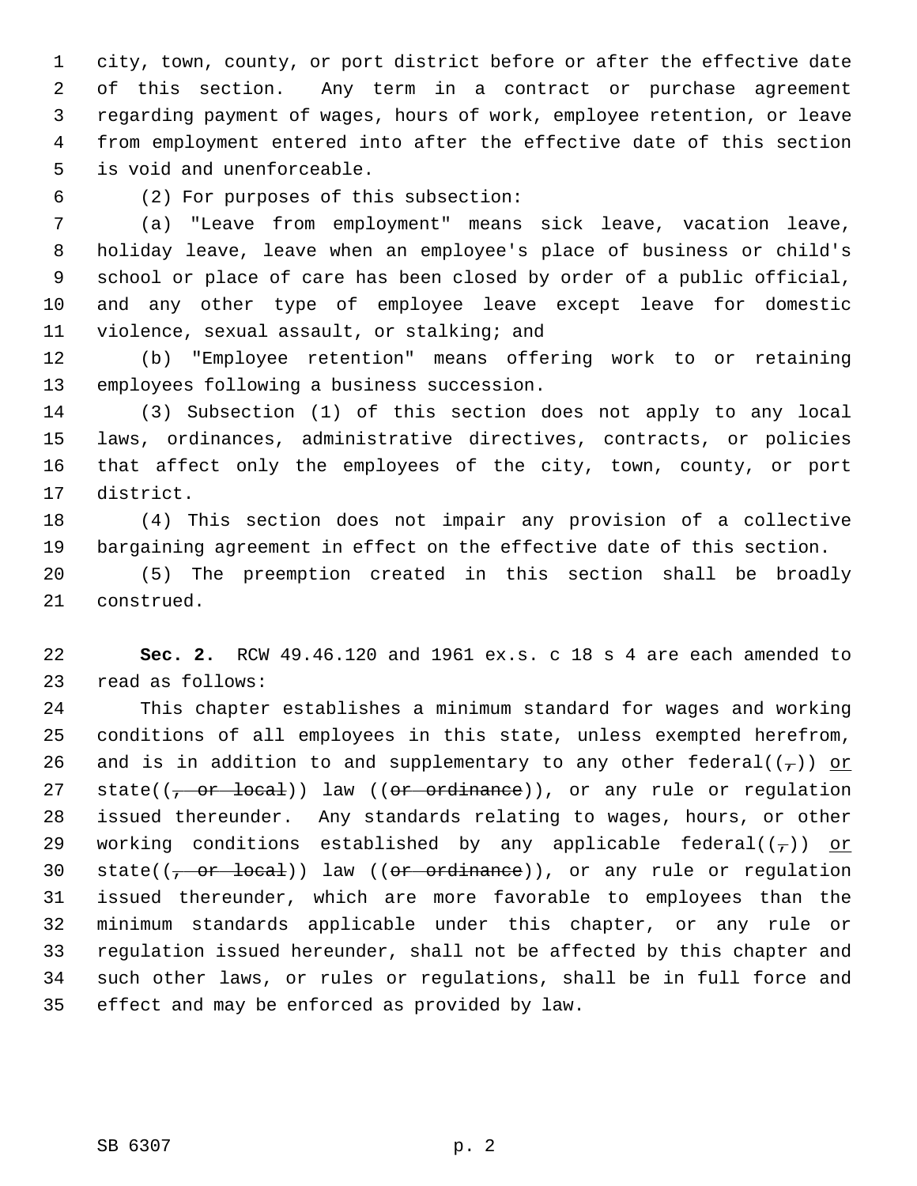city, town, county, or port district before or after the effective date of this section. Any term in a contract or purchase agreement regarding payment of wages, hours of work, employee retention, or leave from employment entered into after the effective date of this section is void and unenforceable.

(2) For purposes of this subsection:

(a) "Leave from employment" means sick leave, vacation leave, holiday leave, leave when an employee's place of business or child's school or place of care has been closed by order of a public official, and any other type of employee leave except leave for domestic violence, sexual assault, or stalking; and

(b) "Employee retention" means offering work to or retaining employees following a business succession.

(3) Subsection (1) of this section does not apply to any local laws, ordinances, administrative directives, contracts, or policies that affect only the employees of the city, town, county, or port district.

(4) This section does not impair any provision of a collective bargaining agreement in effect on the effective date of this section.

(5) The preemption created in this section shall be broadly construed.

**Sec. 2.** RCW 49.46.120 and 1961 ex.s. c 18 s 4 are each amended to read as follows:

This chapter establishes a minimum standard for wages and working conditions of all employees in this state, unless exempted herefrom, and is in addition to and supplementary to any other federal((~~,~~)) <u>or</u> state((~~, or local~~)) law ((~~or ordinance~~)), or any rule or regulation issued thereunder. Any standards relating to wages, hours, or other working conditions established by any applicable federal((~~,~~)) <u>or</u> state((~~, or local~~)) law ((~~or ordinance~~)), or any rule or regulation issued thereunder, which are more favorable to employees than the minimum standards applicable under this chapter, or any rule or regulation issued hereunder, shall not be affected by this chapter and such other laws, or rules or regulations, shall be in full force and effect and may be enforced as provided by law.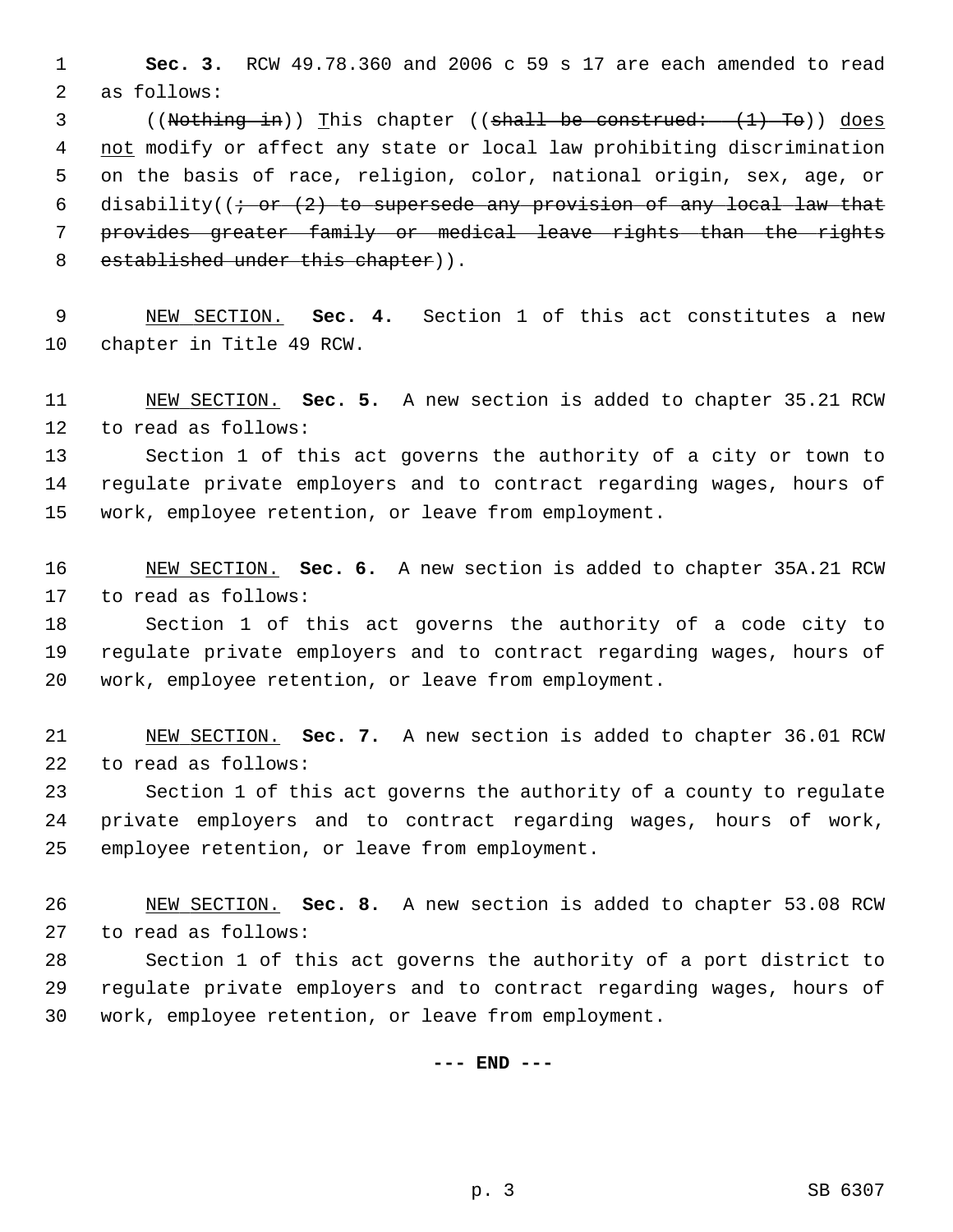**Sec. 3.** RCW 49.78.360 and 2006 c 59 s 17 are each amended to read as follows:

((~~Nothing in~~)) <u>T</u>his chapter ((~~shall be construed: (1) To~~)) <u>does not</u> modify or affect any state or local law prohibiting discrimination on the basis of race, religion, color, national origin, sex, age, or disability((~~; or (2) to supersede any provision of any local law that provides greater family or medical leave rights than the rights established under this chapter~~)).

<u>NEW SECTION.</u> **Sec. 4.** Section 1 of this act constitutes a new chapter in Title 49 RCW.

<u>NEW SECTION.</u> **Sec. 5.** A new section is added to chapter 35.21 RCW to read as follows:

Section 1 of this act governs the authority of a city or town to regulate private employers and to contract regarding wages, hours of work, employee retention, or leave from employment.

<u>NEW SECTION.</u> **Sec. 6.** A new section is added to chapter 35A.21 RCW to read as follows:

Section 1 of this act governs the authority of a code city to regulate private employers and to contract regarding wages, hours of work, employee retention, or leave from employment.

<u>NEW SECTION.</u> **Sec. 7.** A new section is added to chapter 36.01 RCW to read as follows:

Section 1 of this act governs the authority of a county to regulate private employers and to contract regarding wages, hours of work, employee retention, or leave from employment.

<u>NEW SECTION.</u> **Sec. 8.** A new section is added to chapter 53.08 RCW to read as follows:

Section 1 of this act governs the authority of a port district to regulate private employers and to contract regarding wages, hours of work, employee retention, or leave from employment.

**--- END ---**